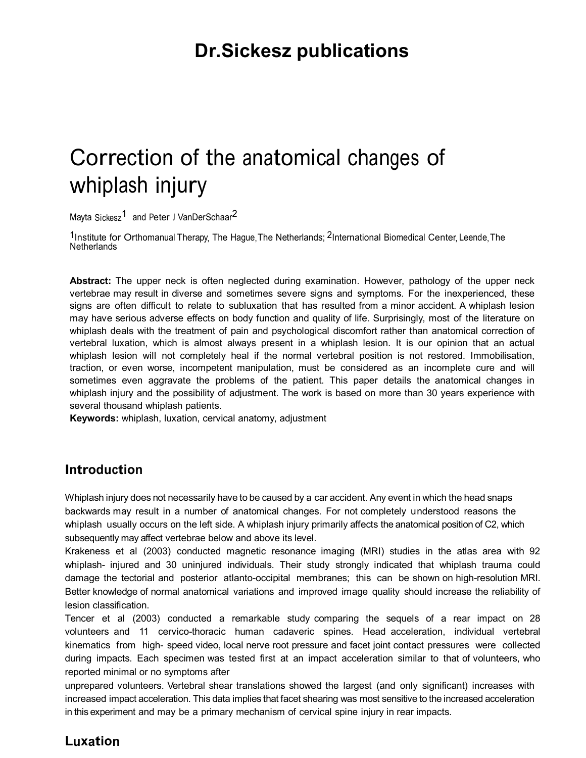# Dr.Sickesz publications

# Correction of the anatomical changes of whiplash injury

Mayta Sickesz[1] and Peter J VanDerSchaar[2]

[1]Institute for Orthomanual Therapy, The Hague, The Netherlands; [2]International Biomedical Center, Leende, The Netherlands

**Abstract:** The upper neck is often neglected during examination. However, pathology of the upper neck vertebrae may result in diverse and sometimes severe signs and symptoms. For the inexperienced, these signs are often difficult to relate to subluxation that has resulted from a minor accident. A whiplash lesion may have serious adverse effects on body function and quality of life. Surprisingly, most of the literature on whiplash deals with the treatment of pain and psychological discomfort rather than anatomical correction of vertebral luxation, which is almost always present in a whiplash lesion. It is our opinion that an actual whiplash lesion will not completely heal if the normal vertebral position is not restored. Immobilisation, traction, or even worse, incompetent manipulation, must be considered as an incomplete cure and will sometimes even aggravate the problems of the patient. This paper details the anatomical changes in whiplash injury and the possibility of adjustment. The work is based on more than 30 years experience with several thousand whiplash patients.

**Keywords:** whiplash, luxation, cervical anatomy, adjustment

## Introduction

Whiplash injury does not necessarily have to be caused by a car accident. Any event in which the head snaps backwards may result in a number of anatomical changes. For not completely understood reasons the whiplash usually occurs on the left side. A whiplash injury primarily affects the anatomical position of C2, which subsequently may affect vertebrae below and above its level.

Krakeness et al (2003) conducted magnetic resonance imaging (MRI) studies in the atlas area with 92 whiplash- injured and 30 uninjured individuals. Their study strongly indicated that whiplash trauma could damage the tectorial and posterior atlanto-occipital membranes; this can be shown on high-resolution MRI. Better knowledge of normal anatomical variations and improved image quality should increase the reliability of lesion classification.

Tencer et al (2003) conducted a remarkable study comparing the sequels of a rear impact on 28 volunteers and 11 cervico-thoracic human cadaveric spines. Head acceleration, individual vertebral kinematics from high- speed video, local nerve root pressure and facet joint contact pressures were collected during impacts. Each specimen was tested first at an impact acceleration similar to that of volunteers, who reported minimal or no symptoms after

unprepared volunteers. Vertebral shear translations showed the largest (and only significant) increases with increased impact acceleration. This data implies that facet shearing was most sensitive to the increased acceleration in this experiment and may be a primary mechanism of cervical spine injury in rear impacts.

## Luxation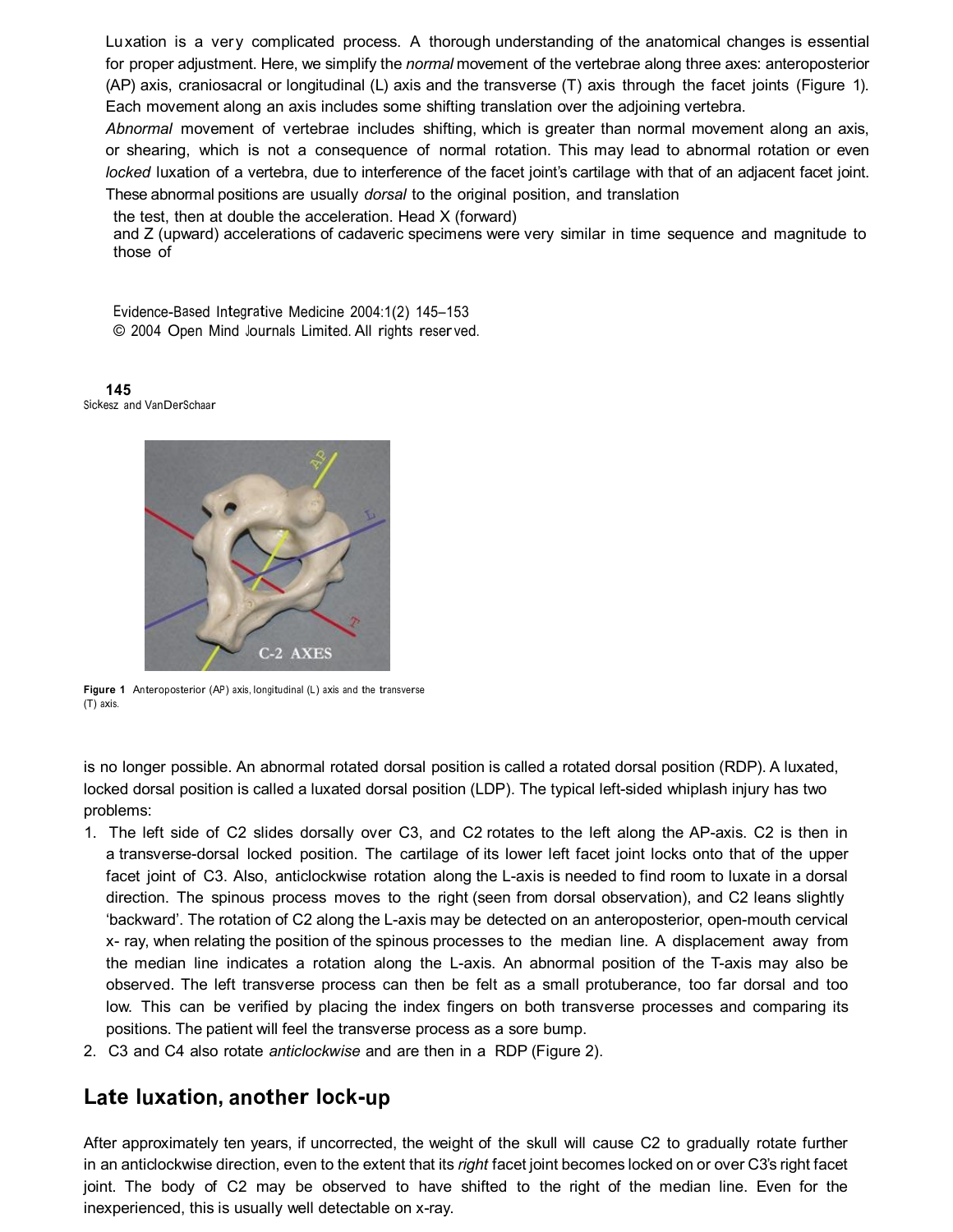Luxation is a very complicated process. A thorough understanding of the anatomical changes is essential for proper adjustment. Here, we simplify the *normal* movement of the vertebrae along three axes: anteroposterior (AP) axis, craniosacral or longitudinal (L) axis and the transverse (T) axis through the facet joints (Figure 1). Each movement along an axis includes some shifting translation over the adjoining vertebra.

*Abnormal* movement of vertebrae includes shifting, which is greater than normal movement along an axis, or shearing, which is not a consequence of normal rotation. This may lead to abnormal rotation or even *locked* luxation of a vertebra, due to interference of the facet joint's cartilage with that of an adjacent facet joint. These abnormal positions are usually *dorsal* to the original position, and translation

the test, then at double the acceleration. Head X (forward) and Z (upward) accelerations of cadaveric specimens were very similar in time sequence and magnitude to those of

Evidence-Based Integrative Medicine 2004:1(2) 145–153
© 2004 Open Mind Journals Limited. All rights reserved.

**Figure 1** Anteroposterior (AP) axis, longitudinal (L) axis and the transverse (T) axis.

is no longer possible. An abnormal rotated dorsal position is called a rotated dorsal position (RDP). A luxated, locked dorsal position is called a luxated dorsal position (LDP). The typical left-sided whiplash injury has two problems:

1. The left side of C2 slides dorsally over C3, and C2 rotates to the left along the AP-axis. C2 is then in a transverse-dorsal locked position. The cartilage of its lower left facet joint locks onto that of the upper facet joint of C3. Also, anticlockwise rotation along the L-axis is needed to find room to luxate in a dorsal direction. The spinous process moves to the right (seen from dorsal observation), and C2 leans slightly 'backward'. The rotation of C2 along the L-axis may be detected on an anteroposterior, open-mouth cervical x- ray, when relating the position of the spinous processes to the median line. A displacement away from the median line indicates a rotation along the L-axis. An abnormal position of the T-axis may also be observed. The left transverse process can then be felt as a small protuberance, too far dorsal and too low. This can be verified by placing the index fingers on both transverse processes and comparing its positions. The patient will feel the transverse process as a sore bump.
2. C3 and C4 also rotate *anticlockwise* and are then in a RDP (Figure 2).

## Late luxation, another lock-up

After approximately ten years, if uncorrected, the weight of the skull will cause C2 to gradually rotate further in an anticlockwise direction, even to the extent that its *right* facet joint becomes locked on or over C3's right facet joint. The body of C2 may be observed to have shifted to the right of the median line. Even for the inexperienced, this is usually well detectable on x-ray.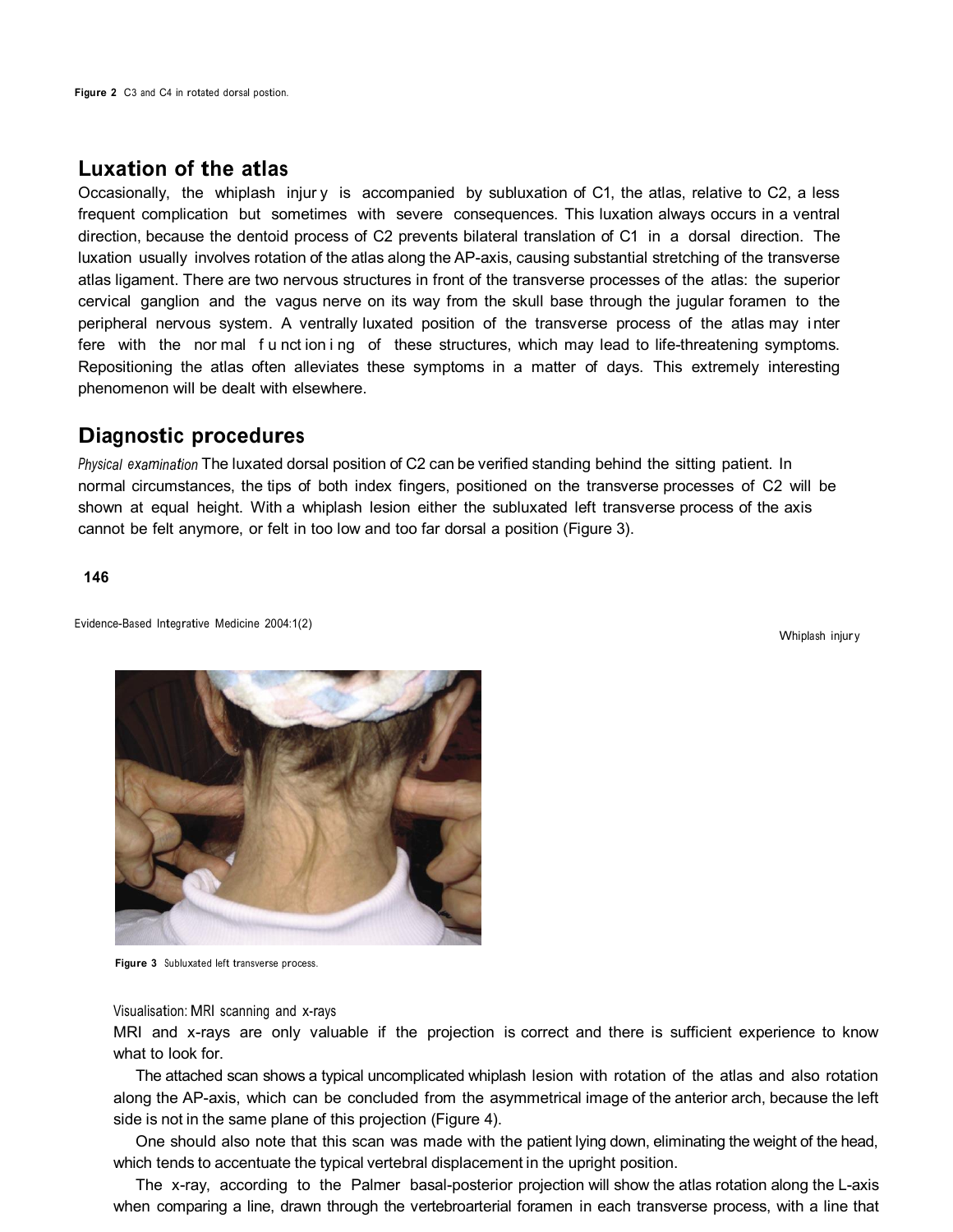Figure 2 C3 and C4 in rotated dorsal postion.

## Luxation of the atlas

Occasionally, the whiplash injury is accompanied by subluxation of C1, the atlas, relative to C2, a less frequent complication but sometimes with severe consequences. This luxation always occurs in a ventral direction, because the dentoid process of C2 prevents bilateral translation of C1 in a dorsal direction. The luxation usually involves rotation of the atlas along the AP-axis, causing substantial stretching of the transverse atlas ligament. There are two nervous structures in front of the transverse processes of the atlas: the superior cervical ganglion and the vagus nerve on its way from the skull base through the jugular foramen to the peripheral nervous system. A ventrally luxated position of the transverse process of the atlas may interfere with the normal functioning of these structures, which may lead to life-threatening symptoms. Repositioning the atlas often alleviates these symptoms in a matter of days. This extremely interesting phenomenon will be dealt with elsewhere.

## Diagnostic procedures

*Physical examination* The luxated dorsal position of C2 can be verified standing behind the sitting patient. In normal circumstances, the tips of both index fingers, positioned on the transverse processes of C2 will be shown at equal height. With a whiplash lesion either the subluxated left transverse process of the axis cannot be felt anymore, or felt in too low and too far dorsal a position (Figure 3).

Figure 3 Subluxated left transverse process.

Visualisation: MRI scanning and x-rays

MRI and x-rays are only valuable if the projection is correct and there is sufficient experience to know what to look for.

The attached scan shows a typical uncomplicated whiplash lesion with rotation of the atlas and also rotation along the AP-axis, which can be concluded from the asymmetrical image of the anterior arch, because the left side is not in the same plane of this projection (Figure 4).

One should also note that this scan was made with the patient lying down, eliminating the weight of the head, which tends to accentuate the typical vertebral displacement in the upright position.

The x-ray, according to the Palmer basal-posterior projection will show the atlas rotation along the L-axis when comparing a line, drawn through the vertebroarterial foramen in each transverse process, with a line that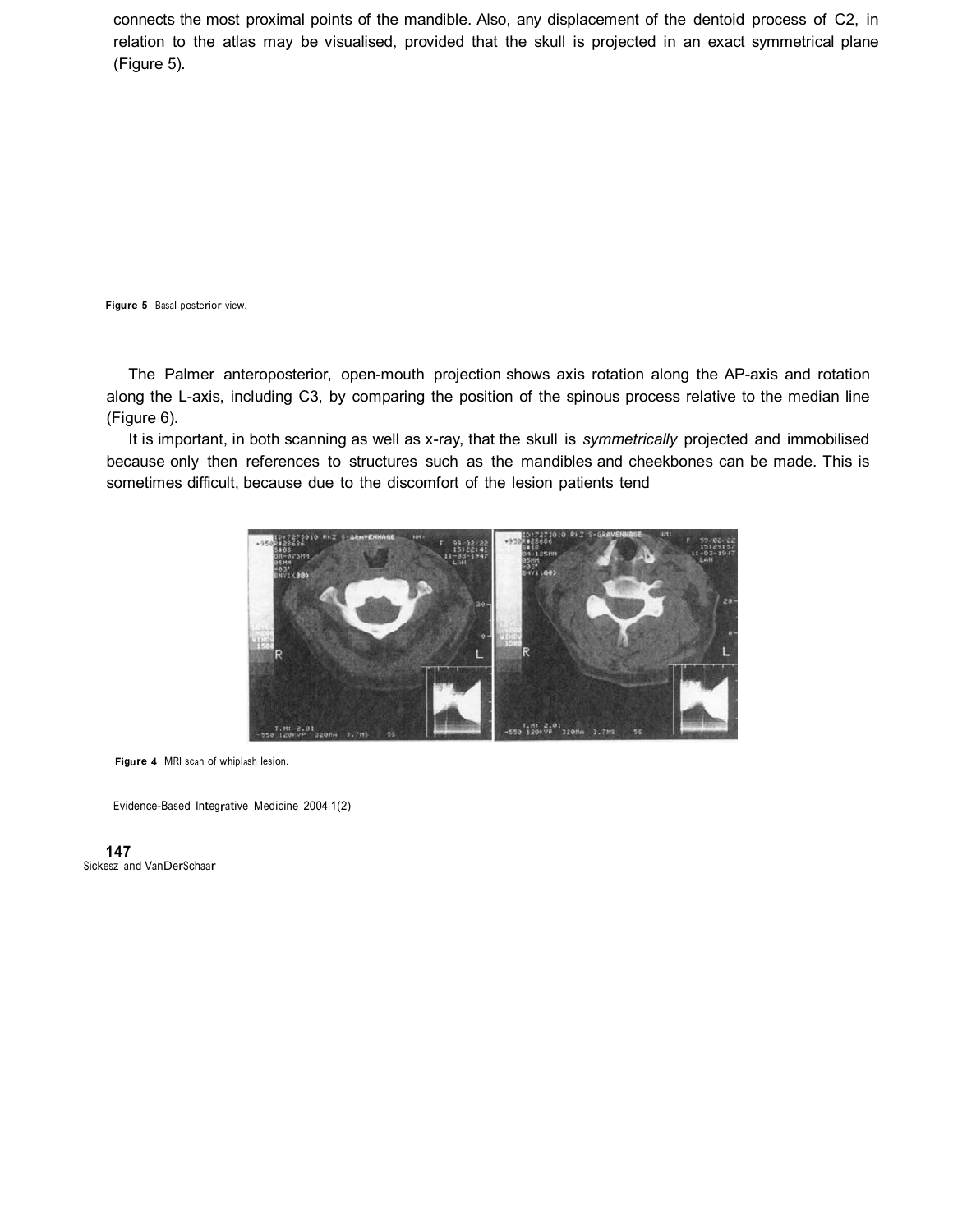connects the most proximal points of the mandible. Also, any displacement of the dentoid process of C2, in relation to the atlas may be visualised, provided that the skull is projected in an exact symmetrical plane (Figure 5).

**Figure 5** Basal posterior view.

The Palmer anteroposterior, open-mouth projection shows axis rotation along the AP-axis and rotation along the L-axis, including C3, by comparing the position of the spinous process relative to the median line (Figure 6).

It is important, in both scanning as well as x-ray, that the skull is *symmetrically* projected and immobilised because only then references to structures such as the mandibles and cheekbones can be made. This is sometimes difficult, because due to the discomfort of the lesion patients tend

**Figure 4** MRI scan of whiplash lesion.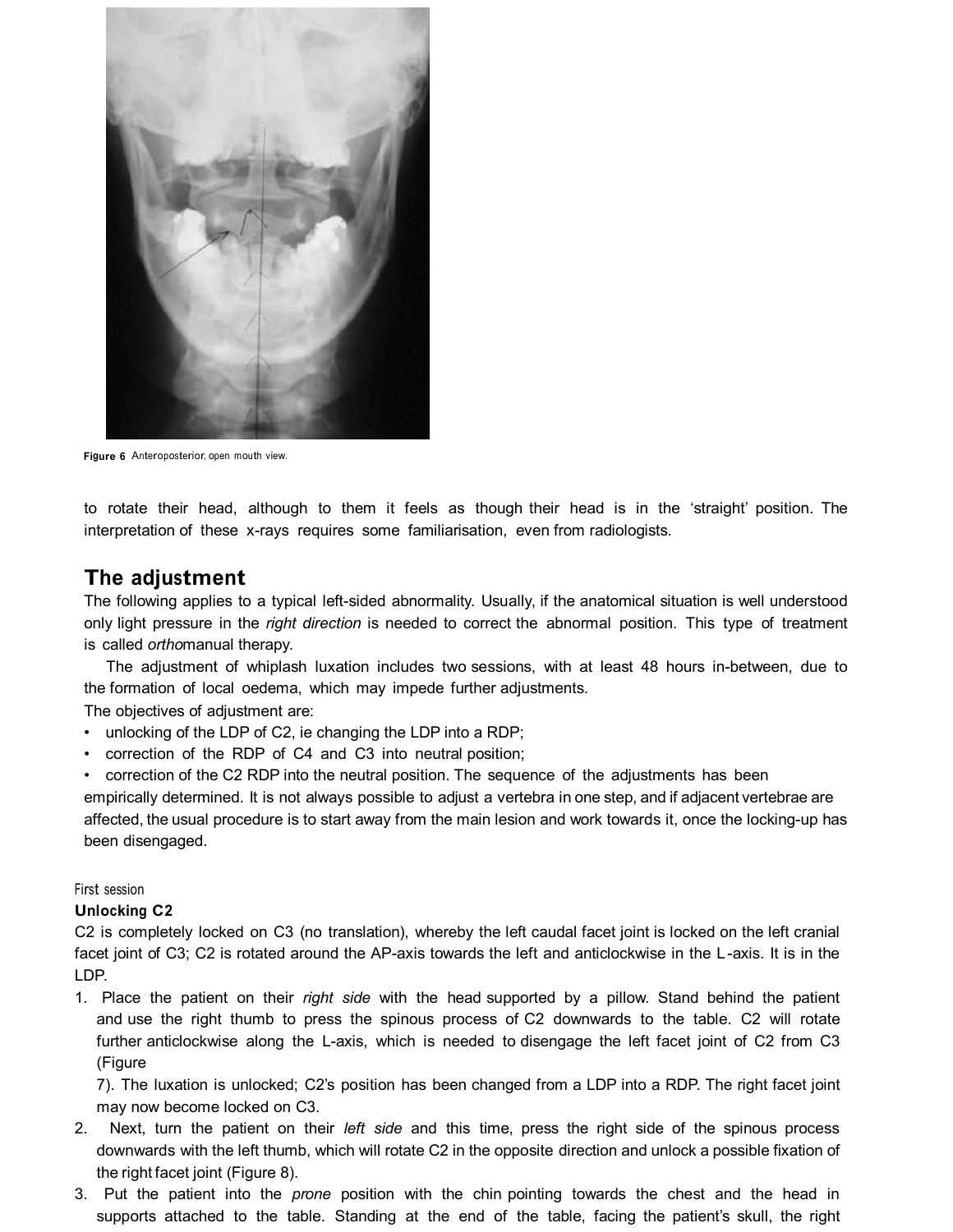Figure 6 Anteroposterior, open mouth view.

to rotate their head, although to them it feels as though their head is in the 'straight' position. The interpretation of these x-rays requires some familiarisation, even from radiologists.

## The adjustment

The following applies to a typical left-sided abnormality. Usually, if the anatomical situation is well understood only light pressure in the *right direction* is needed to correct the abnormal position. This type of treatment is called *ortho*manual therapy.

The adjustment of whiplash luxation includes two sessions, with at least 48 hours in-between, due to the formation of local oedema, which may impede further adjustments.

The objectives of adjustment are:

- unlocking of the LDP of C2, ie changing the LDP into a RDP;
- correction of the RDP of C4 and C3 into neutral position;
- correction of the C2 RDP into the neutral position. The sequence of the adjustments has been empirically determined. It is not always possible to adjust a vertebra in one step, and if adjacent vertebrae are affected, the usual procedure is to start away from the main lesion and work towards it, once the locking-up has been disengaged.

First session

**Unlocking C2**

C2 is completely locked on C3 (no translation), whereby the left caudal facet joint is locked on the left cranial facet joint of C3; C2 is rotated around the AP-axis towards the left and anticlockwise in the L-axis. It is in the LDP.

1. Place the patient on their *right side* with the head supported by a pillow. Stand behind the patient and use the right thumb to press the spinous process of C2 downwards to the table. C2 will rotate further anticlockwise along the L-axis, which is needed to disengage the left facet joint of C2 from C3 (Figure 7). The luxation is unlocked; C2's position has been changed from a LDP into a RDP. The right facet joint may now become locked on C3.
2. Next, turn the patient on their *left side* and this time, press the right side of the spinous process downwards with the left thumb, which will rotate C2 in the opposite direction and unlock a possible fixation of the right facet joint (Figure 8).
3. Put the patient into the *prone* position with the chin pointing towards the chest and the head in supports attached to the table. Standing at the end of the table, facing the patient's skull, the right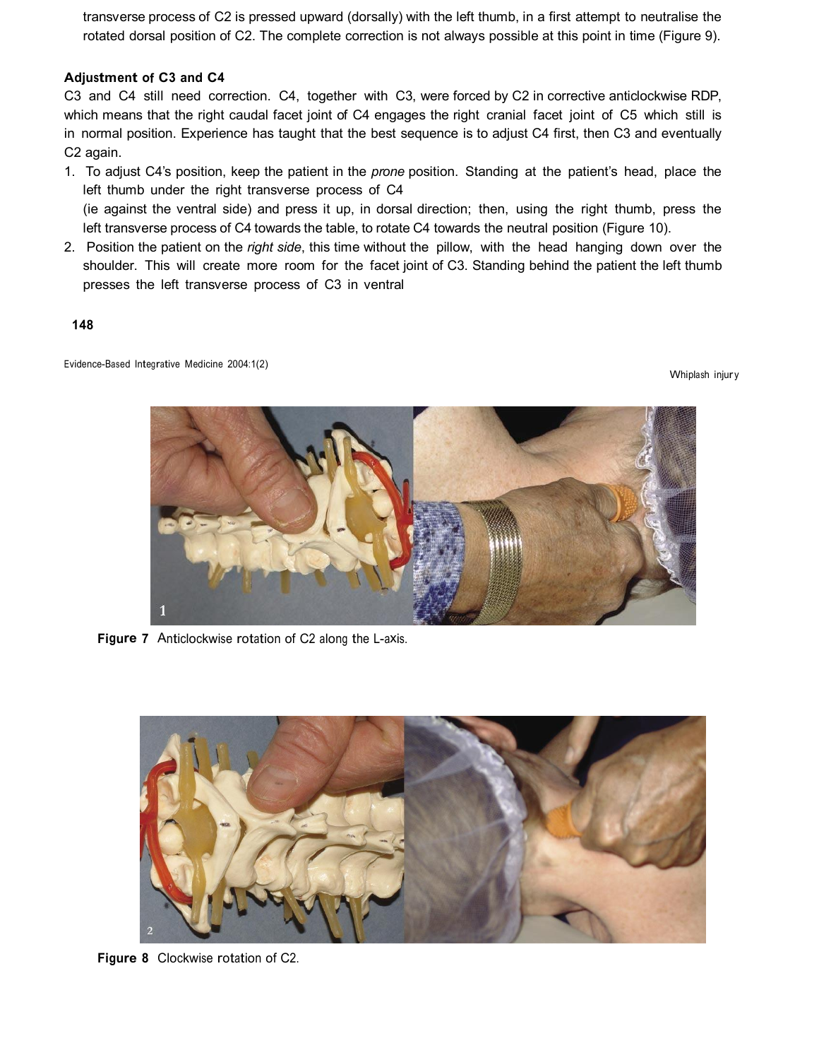transverse process of C2 is pressed upward (dorsally) with the left thumb, in a first attempt to neutralise the rotated dorsal position of C2. The complete correction is not always possible at this point in time (Figure 9).

### Adjustment of C3 and C4

C3 and C4 still need correction. C4, together with C3, were forced by C2 in corrective anticlockwise RDP, which means that the right caudal facet joint of C4 engages the right cranial facet joint of C5 which still is in normal position. Experience has taught that the best sequence is to adjust C4 first, then C3 and eventually C2 again.

1. To adjust C4's position, keep the patient in the *prone* position. Standing at the patient's head, place the left thumb under the right transverse process of C4 (ie against the ventral side) and press it up, in dorsal direction; then, using the right thumb, press the left transverse process of C4 towards the table, to rotate C4 towards the neutral position (Figure 10).
2. Position the patient on the *right side*, this time without the pillow, with the head hanging down over the shoulder. This will create more room for the facet joint of C3. Standing behind the patient the left thumb presses the left transverse process of C3 in ventral

**Figure 7** Anticlockwise rotation of C2 along the L-axis.

**Figure 8** Clockwise rotation of C2.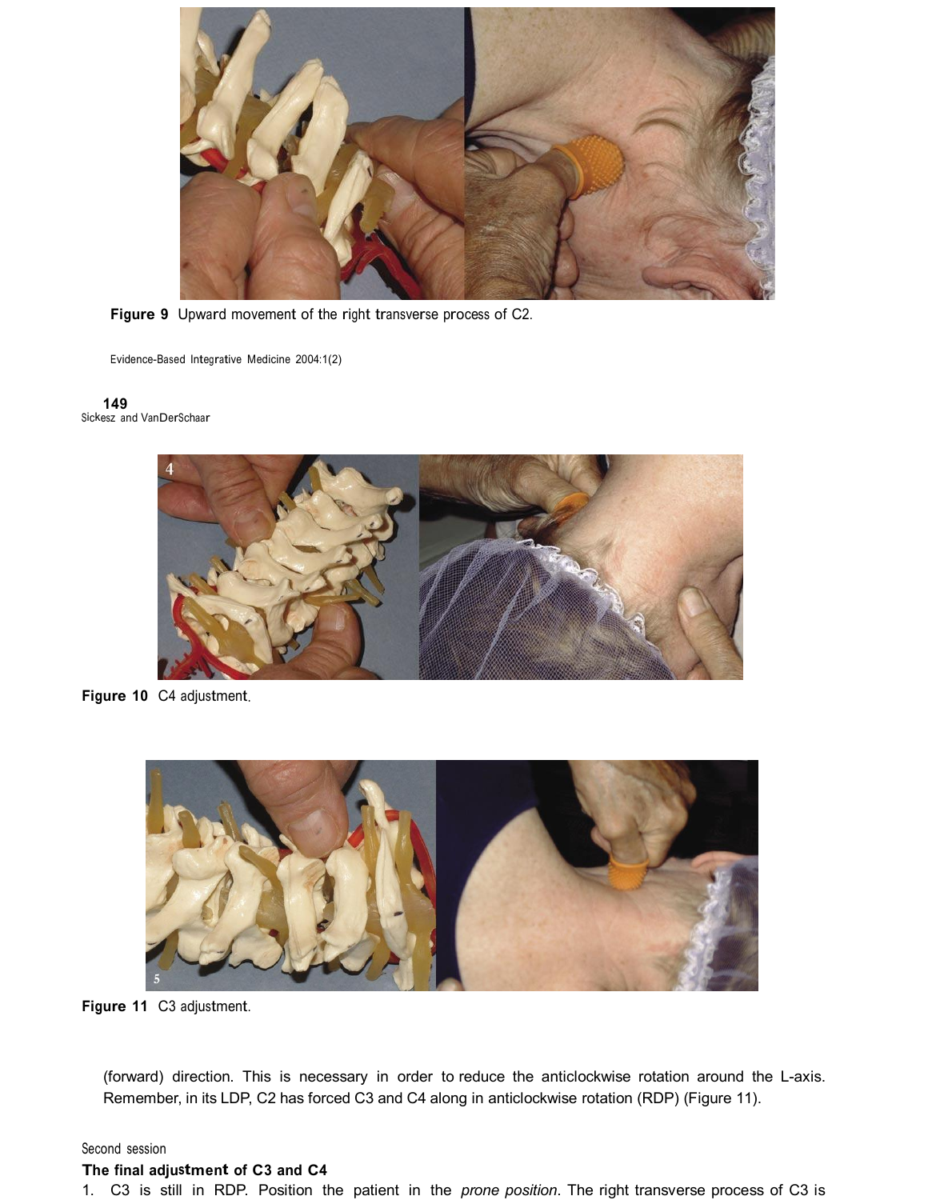Figure 9 Upward movement of the right transverse process of C2.

Figure 10 C4 adjustment.

Figure 11 C3 adjustment.

(forward) direction. This is necessary in order to reduce the anticlockwise rotation around the L-axis. Remember, in its LDP, C2 has forced C3 and C4 along in anticlockwise rotation (RDP) (Figure 11).

Second session

**The final adjustment of C3 and C4**

1. C3 is still in RDP. Position the patient in the *prone position*. The right transverse process of C3 is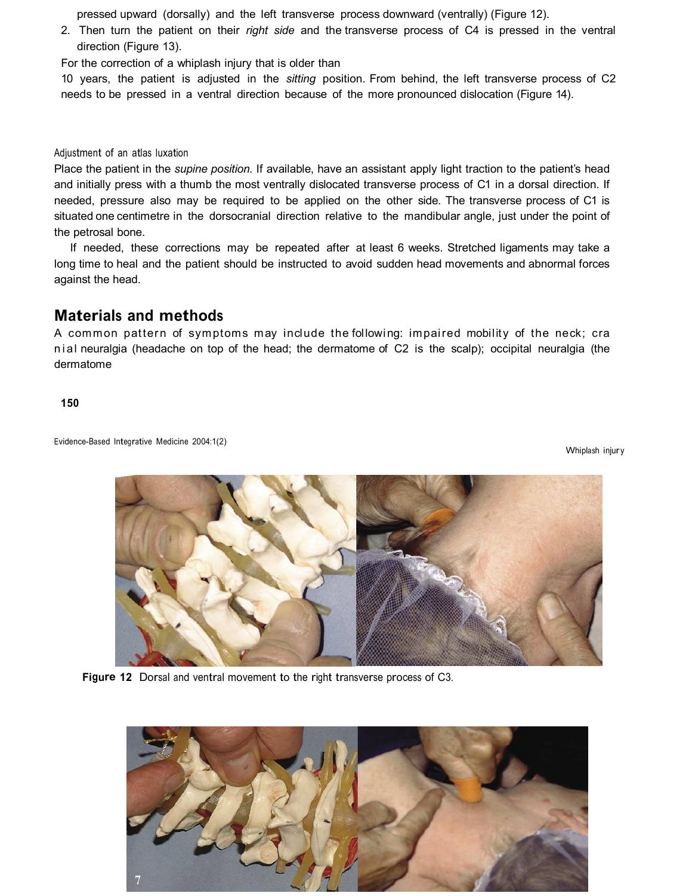pressed upward (dorsally) and the left transverse process downward (ventrally) (Figure 12).

2. Then turn the patient on their *right side* and the transverse process of C4 is pressed in the ventral direction (Figure 13).

For the correction of a whiplash injury that is older than 10 years, the patient is adjusted in the *sitting* position. From behind, the left transverse process of C2 needs to be pressed in a ventral direction because of the more pronounced dislocation (Figure 14).

### Adjustment of an atlas luxation

Place the patient in the *supine position*. If available, have an assistant apply light traction to the patient's head and initially press with a thumb the most ventrally dislocated transverse process of C1 in a dorsal direction. If needed, pressure also may be required to be applied on the other side. The transverse process of C1 is situated one centimetre in the dorsocranial direction relative to the mandibular angle, just under the point of the petrosal bone.

If needed, these corrections may be repeated after at least 6 weeks. Stretched ligaments may take a long time to heal and the patient should be instructed to avoid sudden head movements and abnormal forces against the head.

## Materials and methods

A common pattern of symptoms may include the following: impaired mobility of the neck; cranial neuralgia (headache on top of the head; the dermatome of C2 is the scalp); occipital neuralgia (the dermatome

**Figure 12** Dorsal and ventral movement to the right transverse process of C3.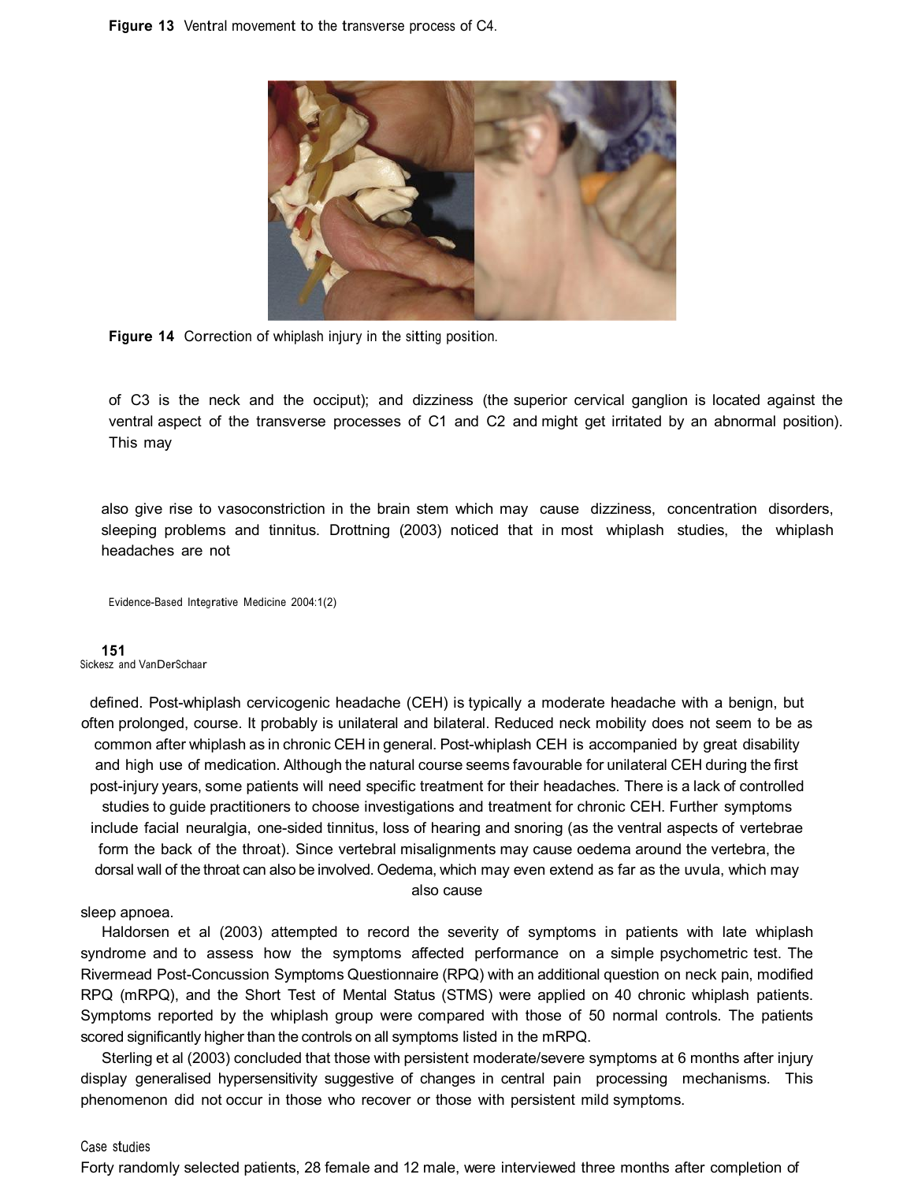**Figure 13** Ventral movement to the transverse process of C4.

**Figure 14** Correction of whiplash injury in the sitting position.

of C3 is the neck and the occiput); and dizziness (the superior cervical ganglion is located against the ventral aspect of the transverse processes of C1 and C2 and might get irritated by an abnormal position). This may

also give rise to vasoconstriction in the brain stem which may cause dizziness, concentration disorders, sleeping problems and tinnitus. Drottning (2003) noticed that in most whiplash studies, the whiplash headaches are not

defined. Post-whiplash cervicogenic headache (CEH) is typically a moderate headache with a benign, but often prolonged, course. It probably is unilateral and bilateral. Reduced neck mobility does not seem to be as common after whiplash as in chronic CEH in general. Post-whiplash CEH is accompanied by great disability and high use of medication. Although the natural course seems favourable for unilateral CEH during the first post-injury years, some patients will need specific treatment for their headaches. There is a lack of controlled studies to guide practitioners to choose investigations and treatment for chronic CEH. Further symptoms include facial neuralgia, one-sided tinnitus, loss of hearing and snoring (as the ventral aspects of vertebrae form the back of the throat). Since vertebral misalignments may cause oedema around the vertebra, the dorsal wall of the throat can also be involved. Oedema, which may even extend as far as the uvula, which may also cause sleep apnoea.

Haldorsen et al (2003) attempted to record the severity of symptoms in patients with late whiplash syndrome and to assess how the symptoms affected performance on a simple psychometric test. The Rivermead Post-Concussion Symptoms Questionnaire (RPQ) with an additional question on neck pain, modified RPQ (mRPQ), and the Short Test of Mental Status (STMS) were applied on 40 chronic whiplash patients. Symptoms reported by the whiplash group were compared with those of 50 normal controls. The patients scored significantly higher than the controls on all symptoms listed in the mRPQ.

Sterling et al (2003) concluded that those with persistent moderate/severe symptoms at 6 months after injury display generalised hypersensitivity suggestive of changes in central pain processing mechanisms. This phenomenon did not occur in those who recover or those with persistent mild symptoms.

## Case studies

Forty randomly selected patients, 28 female and 12 male, were interviewed three months after completion of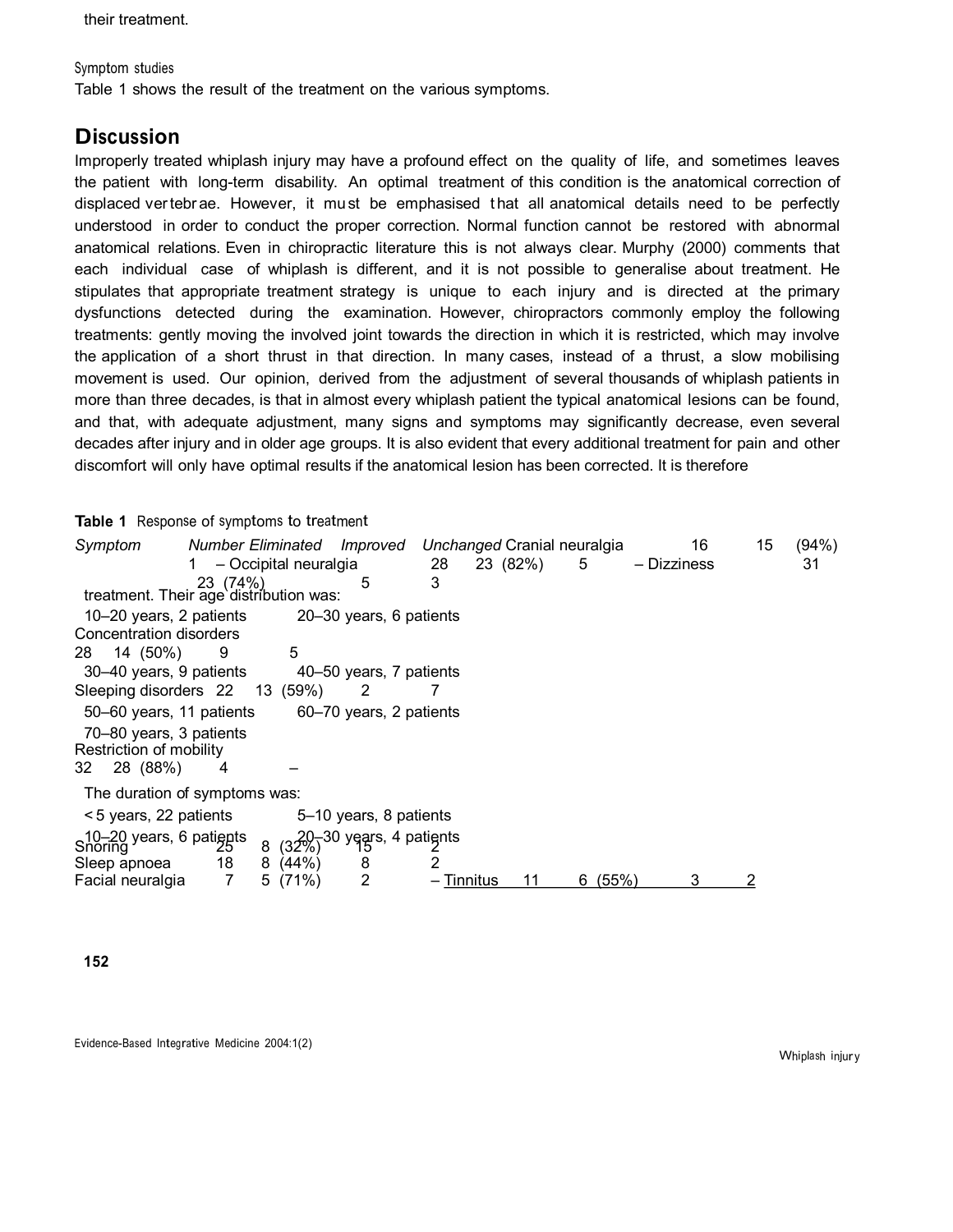their treatment.

Symptom studies

Table 1 shows the result of the treatment on the various symptoms.

## Discussion

Improperly treated whiplash injury may have a profound effect on the quality of life, and sometimes leaves the patient with long-term disability. An optimal treatment of this condition is the anatomical correction of displaced vertebrae. However, it must be emphasised that all anatomical details need to be perfectly understood in order to conduct the proper correction. Normal function cannot be restored with abnormal anatomical relations. Even in chiropractic literature this is not always clear. Murphy (2000) comments that each individual case of whiplash is different, and it is not possible to generalise about treatment. He stipulates that appropriate treatment strategy is unique to each injury and is directed at the primary dysfunctions detected during the examination. However, chiropractors commonly employ the following treatments: gently moving the involved joint towards the direction in which it is restricted, which may involve the application of a short thrust in that direction. In many cases, instead of a thrust, a slow mobilising movement is used. Our opinion, derived from the adjustment of several thousands of whiplash patients in more than three decades, is that in almost every whiplash patient the typical anatomical lesions can be found, and that, with adequate adjustment, many signs and symptoms may significantly decrease, even several decades after injury and in older age groups. It is also evident that every additional treatment for pain and other discomfort will only have optimal results if the anatomical lesion has been corrected. It is therefore

**Table 1** Response of symptoms to treatment

| *Symptom* | *Number* | *Eliminated* | *Improved* | *Unchanged* |
|---|---|---|---|---|
| Cranial neuralgia | 16 | 15 (94%) | 1 | – |
| Occipital neuralgia | 28 | 23 (82%) | 5 | – |
| Dizziness | 31 | 23 (74%) | 5 | 3 |
| Concentration disorders | 28 | 14 (50%) | 9 | 5 |
| Sleeping disorders | 22 | 13 (59%) | 2 | 7 |
| Restriction of mobility | 32 | 28 (88%) | 4 | – |
| Snoring | 25 | 8 (32%) | 15 | 2 |
| Sleep apnoea | 18 | 8 (44%) | 8 | 2 |
| Facial neuralgia | 7 | 5 (71%) | 2 | – |
| Tinnitus | 11 | 6 (55%) | 3 | 2 |

treatment. Their age distribution was:

- 10–20 years, 2 patients
- 20–30 years, 6 patients
- 30–40 years, 9 patients
- 40–50 years, 7 patients
- 50–60 years, 11 patients
- 60–70 years, 2 patients
- 70–80 years, 3 patients

The duration of symptoms was:

- < 5 years, 22 patients
- 5–10 years, 8 patients
- 10–20 years, 6 patients
- 20–30 years, 4 patients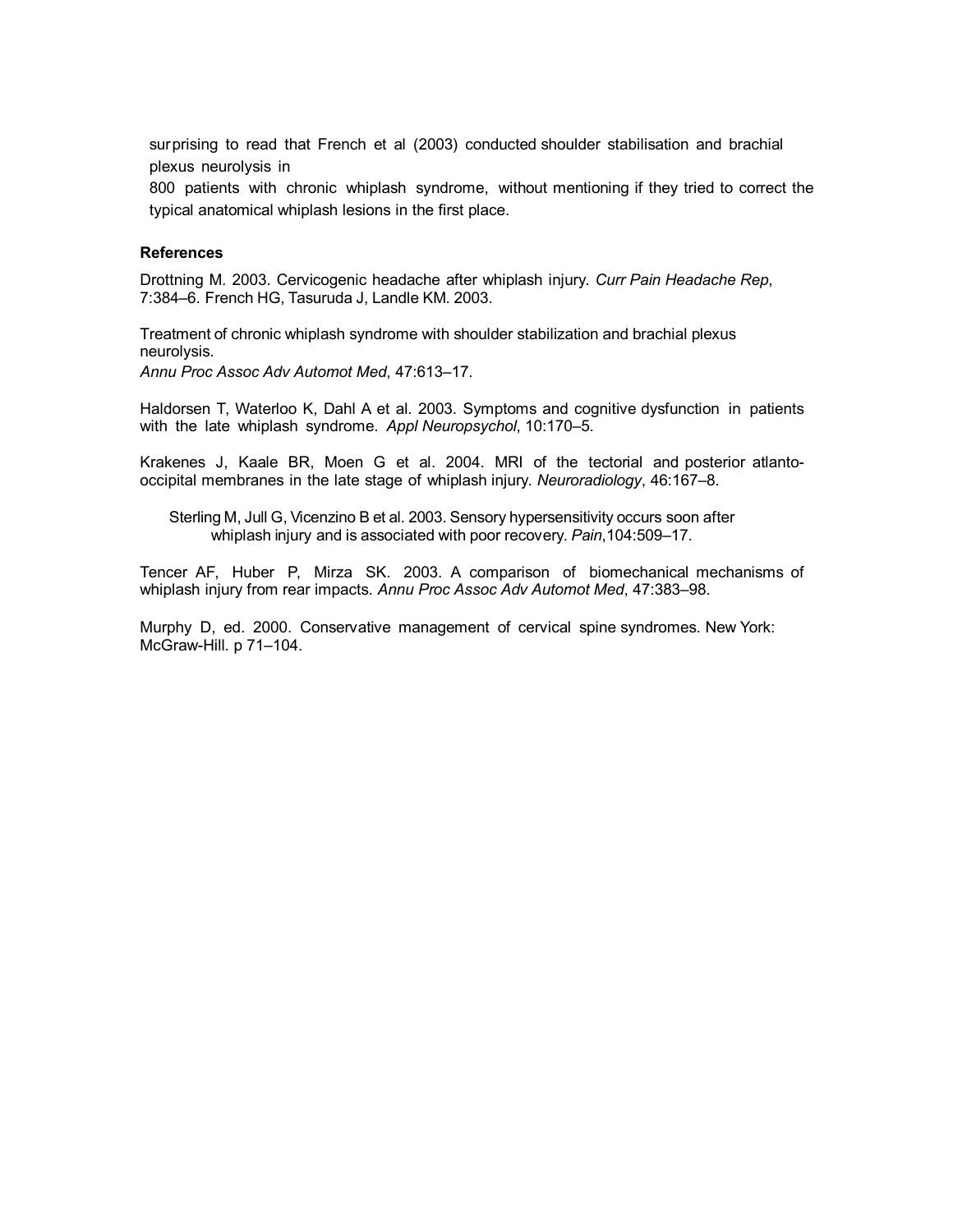surprising to read that French et al (2003) conducted shoulder stabilisation and brachial plexus neurolysis in 800 patients with chronic whiplash syndrome, without mentioning if they tried to correct the typical anatomical whiplash lesions in the first place.

**References**

Drottning M. 2003. Cervicogenic headache after whiplash injury. *Curr Pain Headache Rep*, 7:384–6. French HG, Tasuruda J, Landle KM. 2003.

Treatment of chronic whiplash syndrome with shoulder stabilization and brachial plexus neurolysis.
*Annu Proc Assoc Adv Automot Med*, 47:613–17.

Haldorsen T, Waterloo K, Dahl A et al. 2003. Symptoms and cognitive dysfunction in patients with the late whiplash syndrome. *Appl Neuropsychol*, 10:170–5.

Krakenes J, Kaale BR, Moen G et al. 2004. MRI of the tectorial and posterior atlanto-occipital membranes in the late stage of whiplash injury. *Neuroradiology*, 46:167–8.

Sterling M, Jull G, Vicenzino B et al. 2003. Sensory hypersensitivity occurs soon after whiplash injury and is associated with poor recovery. *Pain*,104:509–17.

Tencer AF, Huber P, Mirza SK. 2003. A comparison of biomechanical mechanisms of whiplash injury from rear impacts. *Annu Proc Assoc Adv Automot Med*, 47:383–98.

Murphy D, ed. 2000. Conservative management of cervical spine syndromes. New York: McGraw-Hill. p 71–104.